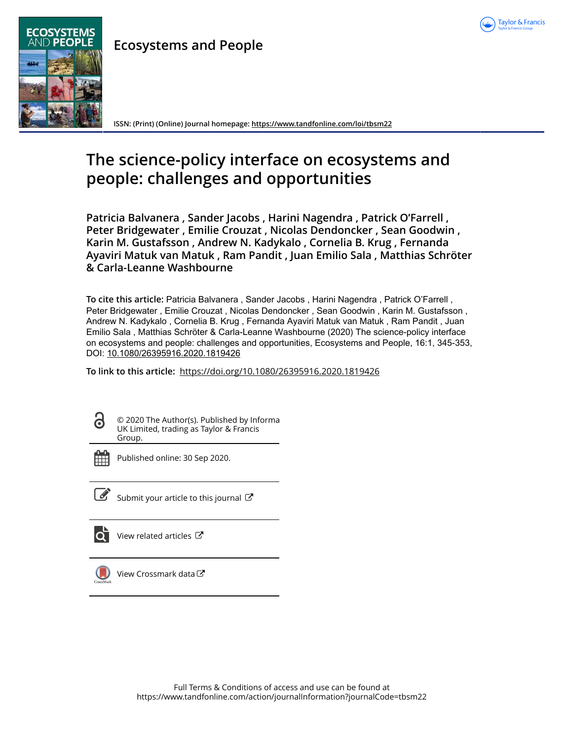Ecosystems and People

ISSN: (Print) (Online) Journal homepage: https://www.tandfonline.com/loi/tbsm22

# The science-policy interface on ecosystems and people: challenges and opportunities

**Patricia Balvanera , Sander Jacobs , Harini Nagendra , Patrick O'Farrell , Peter Bridgewater , Emilie Crouzat , Nicolas Dendoncker , Sean Goodwin , Karin M. Gustafsson , Andrew N. Kadykalo , Cornelia B. Krug , Fernanda Ayaviri Matuk van Matuk , Ram Pandit , Juan Emilio Sala , Matthias Schröter & Carla-Leanne Washbourne**

**To cite this article:** Patricia Balvanera , Sander Jacobs , Harini Nagendra , Patrick O'Farrell , Peter Bridgewater , Emilie Crouzat , Nicolas Dendoncker , Sean Goodwin , Karin M. Gustafsson , Andrew N. Kadykalo , Cornelia B. Krug , Fernanda Ayaviri Matuk van Matuk , Ram Pandit , Juan Emilio Sala , Matthias Schröter & Carla-Leanne Washbourne (2020) The science-policy interface on ecosystems and people: challenges and opportunities, Ecosystems and People, 16:1, 345-353, DOI: 10.1080/26395916.2020.1819426

**To link to this article:** https://doi.org/10.1080/26395916.2020.1819426

© 2020 The Author(s). Published by Informa UK Limited, trading as Taylor & Francis Group.

Published online: 30 Sep 2020.

Submit your article to this journal

View related articles

View Crossmark data

Full Terms & Conditions of access and use can be found at https://www.tandfonline.com/action/journalInformation?journalCode=tbsm22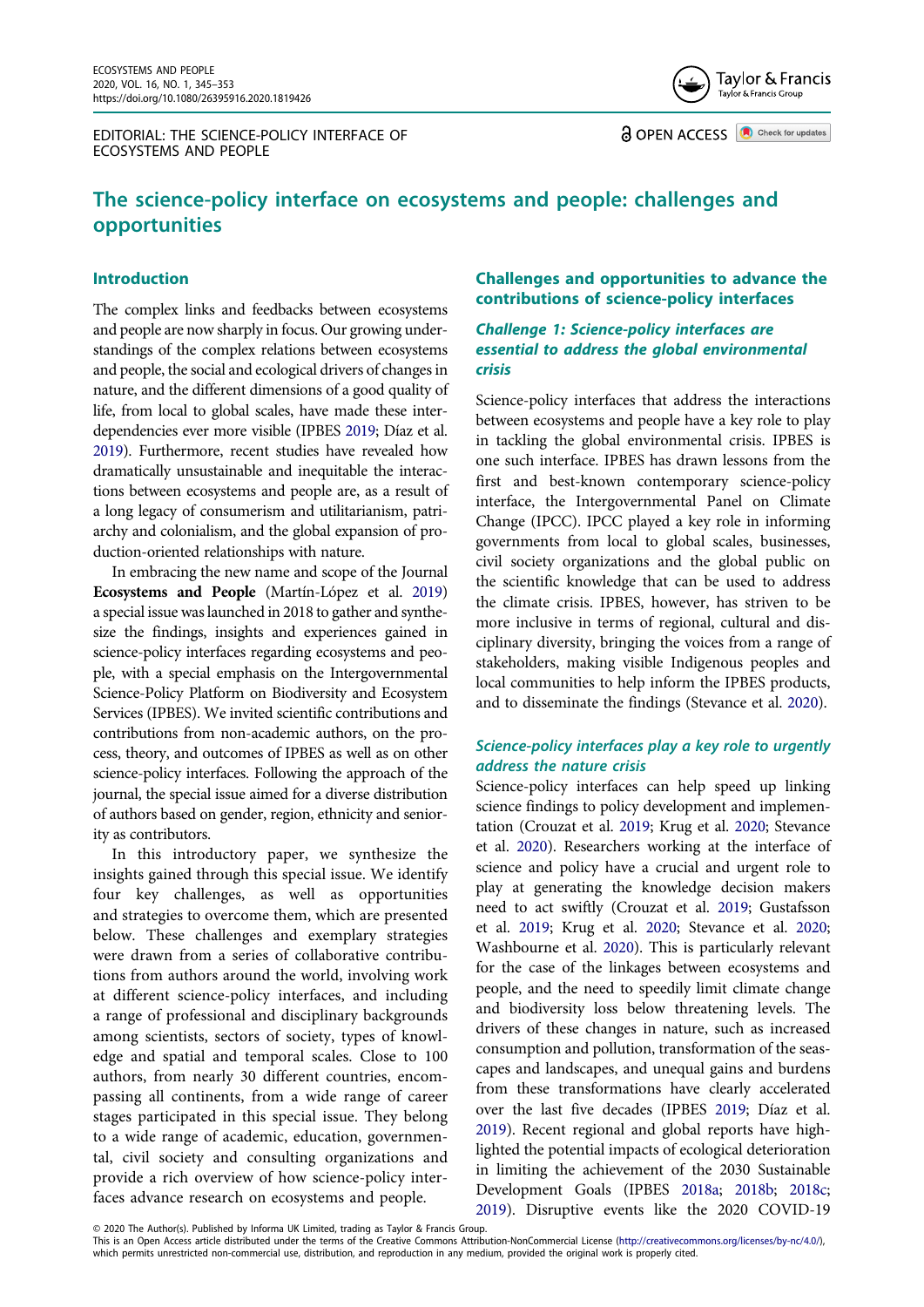EDITORIAL: THE SCIENCE-POLICY INTERFACE OF ECOSYSTEMS AND PEOPLE

OPEN ACCESS

# The science-policy interface on ecosystems and people: challenges and opportunities

## Introduction

The complex links and feedbacks between ecosystems and people are now sharply in focus. Our growing understandings of the complex relations between ecosystems and people, the social and ecological drivers of changes in nature, and the different dimensions of a good quality of life, from local to global scales, have made these interdependencies ever more visible (IPBES 2019; Díaz et al. 2019). Furthermore, recent studies have revealed how dramatically unsustainable and inequitable the interactions between ecosystems and people are, as a result of a long legacy of consumerism and utilitarianism, patriarchy and colonialism, and the global expansion of production-oriented relationships with nature.

In embracing the new name and scope of the Journal **Ecosystems and People** (Martín-López et al. 2019) a special issue was launched in 2018 to gather and synthesize the findings, insights and experiences gained in science-policy interfaces regarding ecosystems and people, with a special emphasis on the Intergovernmental Science-Policy Platform on Biodiversity and Ecosystem Services (IPBES). We invited scientific contributions and contributions from non-academic authors, on the process, theory, and outcomes of IPBES as well as on other science-policy interfaces. Following the approach of the journal, the special issue aimed for a diverse distribution of authors based on gender, region, ethnicity and seniority as contributors.

In this introductory paper, we synthesize the insights gained through this special issue. We identify four key challenges, as well as opportunities and strategies to overcome them, which are presented below. These challenges and exemplary strategies were drawn from a series of collaborative contributions from authors around the world, involving work at different science-policy interfaces, and including a range of professional and disciplinary backgrounds among scientists, sectors of society, types of knowledge and spatial and temporal scales. Close to 100 authors, from nearly 30 different countries, encompassing all continents, from a wide range of career stages participated in this special issue. They belong to a wide range of academic, education, governmental, civil society and consulting organizations and provide a rich overview of how science-policy interfaces advance research on ecosystems and people.

## Challenges and opportunities to advance the contributions of science-policy interfaces

### *Challenge 1: Science-policy interfaces are essential to address the global environmental crisis*

Science-policy interfaces that address the interactions between ecosystems and people have a key role to play in tackling the global environmental crisis. IPBES is one such interface. IPBES has drawn lessons from the first and best-known contemporary science-policy interface, the Intergovernmental Panel on Climate Change (IPCC). IPCC played a key role in informing governments from local to global scales, businesses, civil society organizations and the global public on the scientific knowledge that can be used to address the climate crisis. IPBES, however, has striven to be more inclusive in terms of regional, cultural and disciplinary diversity, bringing the voices from a range of stakeholders, making visible Indigenous peoples and local communities to help inform the IPBES products, and to disseminate the findings (Stevance et al. 2020).

#### *Science-policy interfaces play a key role to urgently address the nature crisis*

Science-policy interfaces can help speed up linking science findings to policy development and implementation (Crouzat et al. 2019; Krug et al. 2020; Stevance et al. 2020). Researchers working at the interface of science and policy have a crucial and urgent role to play at generating the knowledge decision makers need to act swiftly (Crouzat et al. 2019; Gustafsson et al. 2019; Krug et al. 2020; Stevance et al. 2020; Washbourne et al. 2020). This is particularly relevant for the case of the linkages between ecosystems and people, and the need to speedily limit climate change and biodiversity loss below threatening levels. The drivers of these changes in nature, such as increased consumption and pollution, transformation of the seascapes and landscapes, and unequal gains and burdens from these transformations have clearly accelerated over the last five decades (IPBES 2019; Díaz et al. 2019). Recent regional and global reports have highlighted the potential impacts of ecological deterioration in limiting the achievement of the 2030 Sustainable Development Goals (IPBES 2018a; 2018b; 2018c; 2019). Disruptive events like the 2020 COVID-19

© 2020 The Author(s). Published by Informa UK Limited, trading as Taylor & Francis Group.
This is an Open Access article distributed under the terms of the Creative Commons Attribution-NonCommercial License (http://creativecommons.org/licenses/by-nc/4.0/), which permits unrestricted non-commercial use, distribution, and reproduction in any medium, provided the original work is properly cited.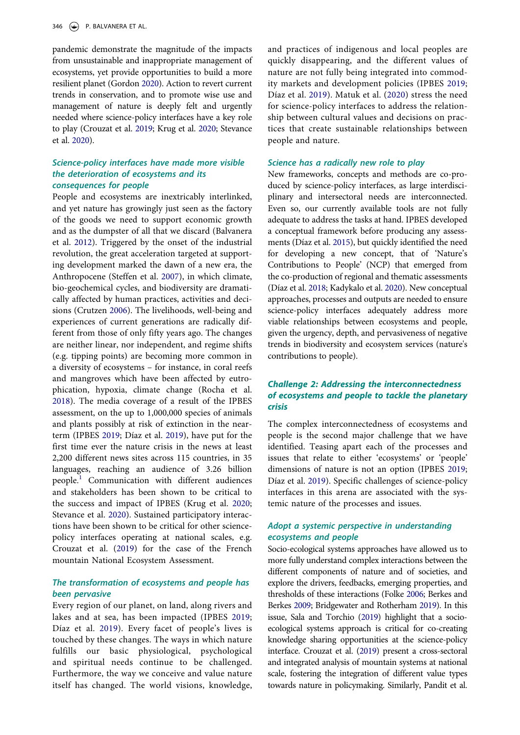pandemic demonstrate the magnitude of the impacts from unsustainable and inappropriate management of ecosystems, yet provide opportunities to build a more resilient planet (Gordon 2020). Action to revert current trends in conservation, and to promote wise use and management of nature is deeply felt and urgently needed where science-policy interfaces have a key role to play (Crouzat et al. 2019; Krug et al. 2020; Stevance et al. 2020).

### *Science-policy interfaces have made more visible the deterioration of ecosystems and its consequences for people*

People and ecosystems are inextricably interlinked, and yet nature has growingly just seen as the factory of the goods we need to support economic growth and as the dumpster of all that we discard (Balvanera et al. 2012). Triggered by the onset of the industrial revolution, the great acceleration targeted at supporting development marked the dawn of a new era, the Anthropocene (Steffen et al. 2007), in which climate, bio-geochemical cycles, and biodiversity are dramatically affected by human practices, activities and decisions (Crutzen 2006). The livelihoods, well-being and experiences of current generations are radically different from those of only fifty years ago. The changes are neither linear, nor independent, and regime shifts (e.g. tipping points) are becoming more common in a diversity of ecosystems – for instance, in coral reefs and mangroves which have been affected by eutrophication, hypoxia, climate change (Rocha et al. 2018). The media coverage of a result of the IPBES assessment, on the up to 1,000,000 species of animals and plants possibly at risk of extinction in the near-term (IPBES 2019; Díaz et al. 2019), have put for the first time ever the nature crisis in the news at least 2,200 different news sites across 115 countries, in 35 languages, reaching an audience of 3.26 billion people.[1] Communication with different audiences and stakeholders has been shown to be critical to the success and impact of IPBES (Krug et al. 2020; Stevance et al. 2020). Sustained participatory interactions have been shown to be critical for other science-policy interfaces operating at national scales, e.g. Crouzat et al. (2019) for the case of the French mountain National Ecosystem Assessment.

### *The transformation of ecosystems and people has been pervasive*

Every region of our planet, on land, along rivers and lakes and at sea, has been impacted (IPBES 2019; Díaz et al. 2019). Every facet of people's lives is touched by these changes. The ways in which nature fulfills our basic physiological, psychological and spiritual needs continue to be challenged. Furthermore, the way we conceive and value nature itself has changed. The world visions, knowledge, and practices of indigenous and local peoples are quickly disappearing, and the different values of nature are not fully being integrated into commodity markets and development policies (IPBES 2019; Díaz et al. 2019). Matuk et al. (2020) stress the need for science-policy interfaces to address the relationship between cultural values and decisions on practices that create sustainable relationships between people and nature.

### *Science has a radically new role to play*

New frameworks, concepts and methods are co-produced by science-policy interfaces, as large interdisciplinary and intersectoral needs are interconnected. Even so, our currently available tools are not fully adequate to address the tasks at hand. IPBES developed a conceptual framework before producing any assessments (Díaz et al. 2015), but quickly identified the need for developing a new concept, that of 'Nature's Contributions to People' (NCP) that emerged from the co-production of regional and thematic assessments (Díaz et al. 2018; Kadykalo et al. 2020). New conceptual approaches, processes and outputs are needed to ensure science-policy interfaces adequately address more viable relationships between ecosystems and people, given the urgency, depth, and pervasiveness of negative trends in biodiversity and ecosystem services (nature's contributions to people).

## *Challenge 2: Addressing the interconnectedness of ecosystems and people to tackle the planetary crisis*

The complex interconnectedness of ecosystems and people is the second major challenge that we have identified. Teasing apart each of the processes and issues that relate to either 'ecosystems' or 'people' dimensions of nature is not an option (IPBES 2019; Díaz et al. 2019). Specific challenges of science-policy interfaces in this arena are associated with the systemic nature of the processes and issues.

### *Adopt a systemic perspective in understanding ecosystems and people*

Socio-ecological systems approaches have allowed us to more fully understand complex interactions between the different components of nature and of societies, and explore the drivers, feedbacks, emerging properties, and thresholds of these interactions (Folke 2006; Berkes and Berkes 2009; Bridgewater and Rotherham 2019). In this issue, Sala and Torchio (2019) highlight that a socio-ecological systems approach is critical for co-creating knowledge sharing opportunities at the science-policy interface. Crouzat et al. (2019) present a cross-sectoral and integrated analysis of mountain systems at national scale, fostering the integration of different value types towards nature in policymaking. Similarly, Pandit et al.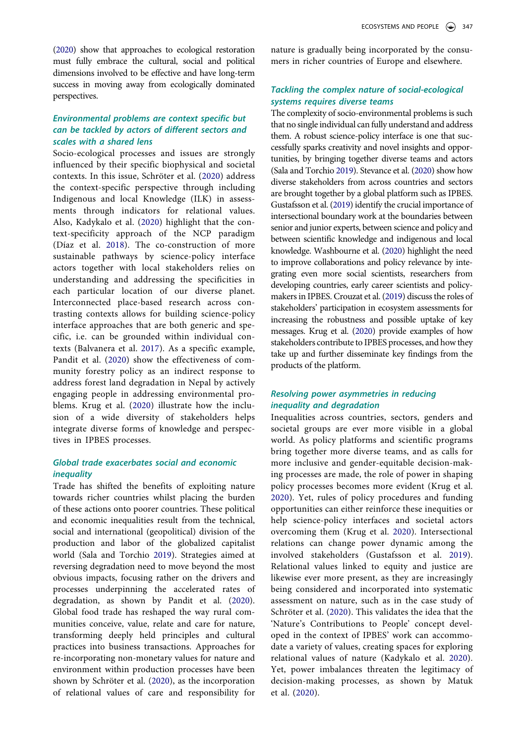(2020) show that approaches to ecological restoration must fully embrace the cultural, social and political dimensions involved to be effective and have long-term success in moving away from ecologically dominated perspectives.

### *Environmental problems are context specific but can be tackled by actors of different sectors and scales with a shared lens*

Socio-ecological processes and issues are strongly influenced by their specific biophysical and societal contexts. In this issue, Schröter et al. (2020) address the context-specific perspective through including Indigenous and local Knowledge (ILK) in assessments through indicators for relational values. Also, Kadykalo et al. (2020) highlight that the context-specificity approach of the NCP paradigm (Díaz et al. 2018). The co-construction of more sustainable pathways by science-policy interface actors together with local stakeholders relies on understanding and addressing the specificities in each particular location of our diverse planet. Interconnected place-based research across contrasting contexts allows for building science-policy interface approaches that are both generic and specific, i.e. can be grounded within individual contexts (Balvanera et al. 2017). As a specific example, Pandit et al. (2020) show the effectiveness of community forestry policy as an indirect response to address forest land degradation in Nepal by actively engaging people in addressing environmental problems. Krug et al. (2020) illustrate how the inclusion of a wide diversity of stakeholders helps integrate diverse forms of knowledge and perspectives in IPBES processes.

### *Global trade exacerbates social and economic inequality*

Trade has shifted the benefits of exploiting nature towards richer countries whilst placing the burden of these actions onto poorer countries. These political and economic inequalities result from the technical, social and international (geopolitical) division of the production and labor of the globalized capitalist world (Sala and Torchio 2019). Strategies aimed at reversing degradation need to move beyond the most obvious impacts, focusing rather on the drivers and processes underpinning the accelerated rates of degradation, as shown by Pandit et al. (2020). Global food trade has reshaped the way rural communities conceive, value, relate and care for nature, transforming deeply held principles and cultural practices into business transactions. Approaches for re-incorporating non-monetary values for nature and environment within production processes have been shown by Schröter et al. (2020), as the incorporation of relational values of care and responsibility for nature is gradually being incorporated by the consumers in richer countries of Europe and elsewhere.

### *Tackling the complex nature of social-ecological systems requires diverse teams*

The complexity of socio-environmental problems is such that no single individual can fully understand and address them. A robust science-policy interface is one that successfully sparks creativity and novel insights and opportunities, by bringing together diverse teams and actors (Sala and Torchio 2019). Stevance et al. (2020) show how diverse stakeholders from across countries and sectors are brought together by a global platform such as IPBES. Gustafsson et al. (2019) identify the crucial importance of intersectional boundary work at the boundaries between senior and junior experts, between science and policy and between scientific knowledge and indigenous and local knowledge. Washbourne et al. (2020) highlight the need to improve collaborations and policy relevance by integrating even more social scientists, researchers from developing countries, early career scientists and policymakers in IPBES. Crouzat et al. (2019) discuss the roles of stakeholders' participation in ecosystem assessments for increasing the robustness and possible uptake of key messages. Krug et al. (2020) provide examples of how stakeholders contribute to IPBES processes, and how they take up and further disseminate key findings from the products of the platform.

### *Resolving power asymmetries in reducing inequality and degradation*

Inequalities across countries, sectors, genders and societal groups are ever more visible in a global world. As policy platforms and scientific programs bring together more diverse teams, and as calls for more inclusive and gender-equitable decision-making processes are made, the role of power in shaping policy processes becomes more evident (Krug et al. 2020). Yet, rules of policy procedures and funding opportunities can either reinforce these inequities or help science-policy interfaces and societal actors overcoming them (Krug et al. 2020). Intersectional relations can change power dynamic among the involved stakeholders (Gustafsson et al. 2019). Relational values linked to equity and justice are likewise ever more present, as they are increasingly being considered and incorporated into systematic assessment on nature, such as in the case study of Schröter et al. (2020). This validates the idea that the 'Nature's Contributions to People' concept developed in the context of IPBES' work can accommodate a variety of values, creating spaces for exploring relational values of nature (Kadykalo et al. 2020). Yet, power imbalances threaten the legitimacy of decision-making processes, as shown by Matuk et al. (2020).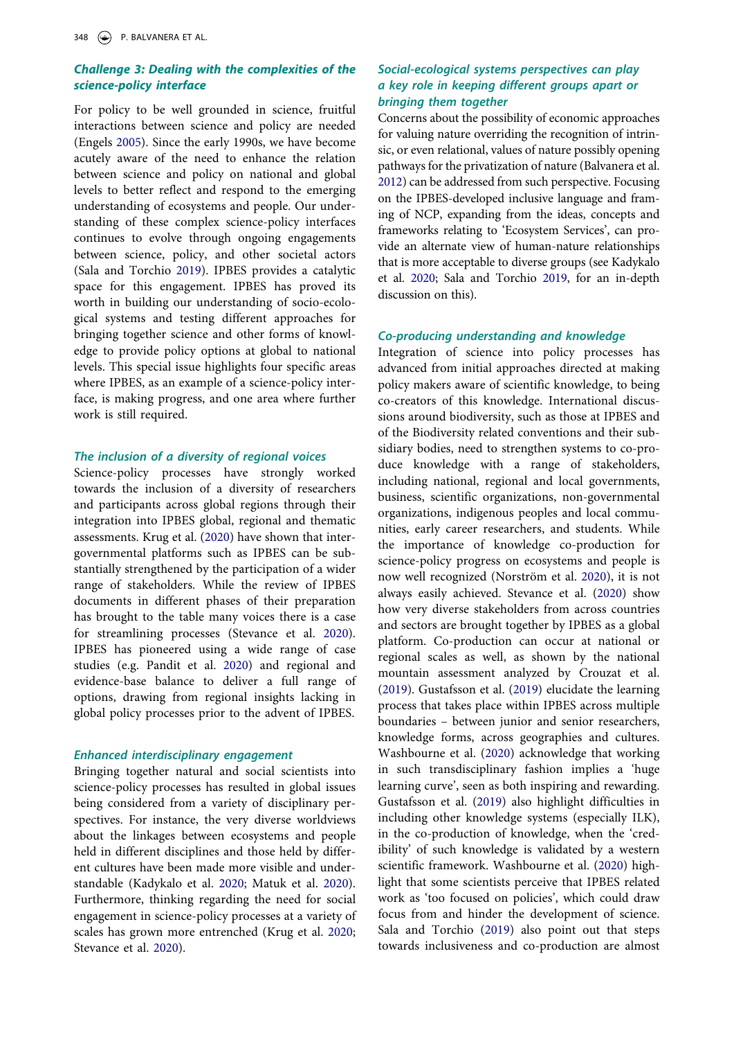### Challenge 3: Dealing with the complexities of the science-policy interface

For policy to be well grounded in science, fruitful interactions between science and policy are needed (Engels 2005). Since the early 1990s, we have become acutely aware of the need to enhance the relation between science and policy on national and global levels to better reflect and respond to the emerging understanding of ecosystems and people. Our understanding of these complex science-policy interfaces continues to evolve through ongoing engagements between science, policy, and other societal actors (Sala and Torchio 2019). IPBES provides a catalytic space for this engagement. IPBES has proved its worth in building our understanding of socio-ecological systems and testing different approaches for bringing together science and other forms of knowledge to provide policy options at global to national levels. This special issue highlights four specific areas where IPBES, as an example of a science-policy interface, is making progress, and one area where further work is still required.

#### The inclusion of a diversity of regional voices

Science-policy processes have strongly worked towards the inclusion of a diversity of researchers and participants across global regions through their integration into IPBES global, regional and thematic assessments. Krug et al. (2020) have shown that intergovernmental platforms such as IPBES can be substantially strengthened by the participation of a wider range of stakeholders. While the review of IPBES documents in different phases of their preparation has brought to the table many voices there is a case for streamlining processes (Stevance et al. 2020). IPBES has pioneered using a wide range of case studies (e.g. Pandit et al. 2020) and regional and evidence-base balance to deliver a full range of options, drawing from regional insights lacking in global policy processes prior to the advent of IPBES.

#### Enhanced interdisciplinary engagement

Bringing together natural and social scientists into science-policy processes has resulted in global issues being considered from a variety of disciplinary perspectives. For instance, the very diverse worldviews about the linkages between ecosystems and people held in different disciplines and those held by different cultures have been made more visible and understandable (Kadykalo et al. 2020; Matuk et al. 2020). Furthermore, thinking regarding the need for social engagement in science-policy processes at a variety of scales has grown more entrenched (Krug et al. 2020; Stevance et al. 2020).

#### Social-ecological systems perspectives can play a key role in keeping different groups apart or bringing them together

Concerns about the possibility of economic approaches for valuing nature overriding the recognition of intrinsic, or even relational, values of nature possibly opening pathways for the privatization of nature (Balvanera et al. 2012) can be addressed from such perspective. Focusing on the IPBES-developed inclusive language and framing of NCP, expanding from the ideas, concepts and frameworks relating to 'Ecosystem Services', can provide an alternate view of human-nature relationships that is more acceptable to diverse groups (see Kadykalo et al. 2020; Sala and Torchio 2019, for an in-depth discussion on this).

#### Co-producing understanding and knowledge

Integration of science into policy processes has advanced from initial approaches directed at making policy makers aware of scientific knowledge, to being co-creators of this knowledge. International discussions around biodiversity, such as those at IPBES and of the Biodiversity related conventions and their subsidiary bodies, need to strengthen systems to co-produce knowledge with a range of stakeholders, including national, regional and local governments, business, scientific organizations, non-governmental organizations, indigenous peoples and local communities, early career researchers, and students. While the importance of knowledge co-production for science-policy progress on ecosystems and people is now well recognized (Norström et al. 2020), it is not always easily achieved. Stevance et al. (2020) show how very diverse stakeholders from across countries and sectors are brought together by IPBES as a global platform. Co-production can occur at national or regional scales as well, as shown by the national mountain assessment analyzed by Crouzat et al. (2019). Gustafsson et al. (2019) elucidate the learning process that takes place within IPBES across multiple boundaries – between junior and senior researchers, knowledge forms, across geographies and cultures. Washbourne et al. (2020) acknowledge that working in such transdisciplinary fashion implies a 'huge learning curve', seen as both inspiring and rewarding. Gustafsson et al. (2019) also highlight difficulties in including other knowledge systems (especially ILK), in the co-production of knowledge, when the 'credibility' of such knowledge is validated by a western scientific framework. Washbourne et al. (2020) highlight that some scientists perceive that IPBES related work as 'too focused on policies', which could draw focus from and hinder the development of science. Sala and Torchio (2019) also point out that steps towards inclusiveness and co-production are almost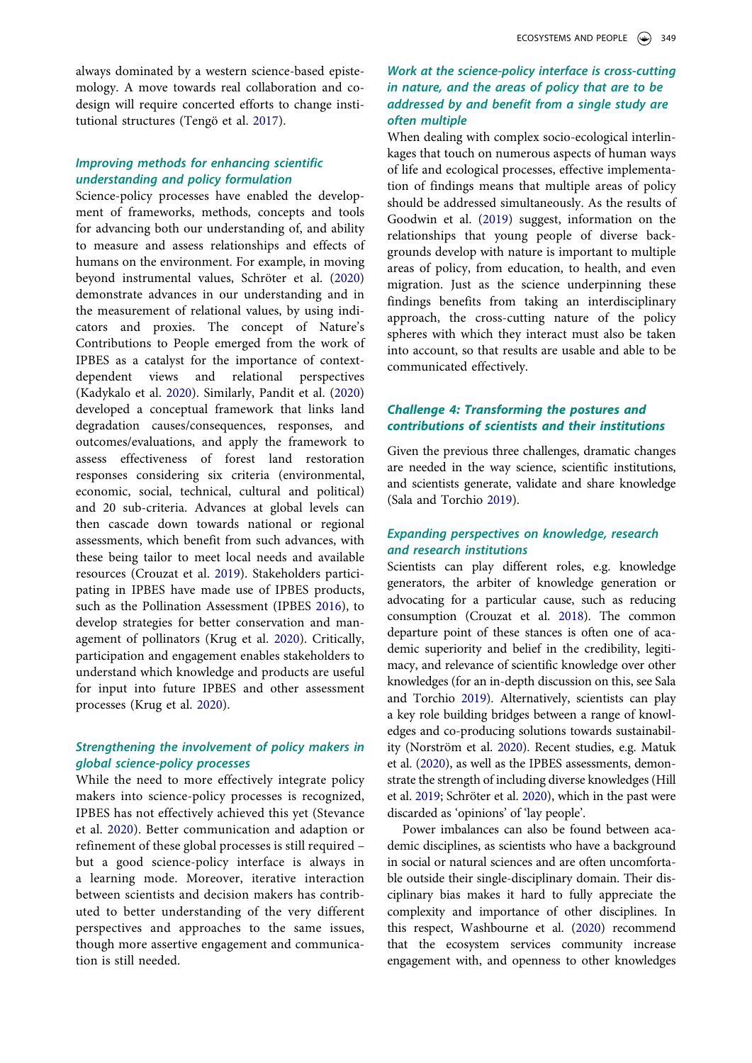always dominated by a western science-based epistemology. A move towards real collaboration and co-design will require concerted efforts to change institutional structures (Tengö et al. 2017).

### *Improving methods for enhancing scientific understanding and policy formulation*

Science-policy processes have enabled the development of frameworks, methods, concepts and tools for advancing both our understanding of, and ability to measure and assess relationships and effects of humans on the environment. For example, in moving beyond instrumental values, Schröter et al. (2020) demonstrate advances in our understanding and in the measurement of relational values, by using indicators and proxies. The concept of Nature's Contributions to People emerged from the work of IPBES as a catalyst for the importance of context-dependent views and relational perspectives (Kadykalo et al. 2020). Similarly, Pandit et al. (2020) developed a conceptual framework that links land degradation causes/consequences, responses, and outcomes/evaluations, and apply the framework to assess effectiveness of forest land restoration responses considering six criteria (environmental, economic, social, technical, cultural and political) and 20 sub-criteria. Advances at global levels can then cascade down towards national or regional assessments, which benefit from such advances, with these being tailor to meet local needs and available resources (Crouzat et al. 2019). Stakeholders participating in IPBES have made use of IPBES products, such as the Pollination Assessment (IPBES 2016), to develop strategies for better conservation and management of pollinators (Krug et al. 2020). Critically, participation and engagement enables stakeholders to understand which knowledge and products are useful for input into future IPBES and other assessment processes (Krug et al. 2020).

### *Strengthening the involvement of policy makers in global science-policy processes*

While the need to more effectively integrate policy makers into science-policy processes is recognized, IPBES has not effectively achieved this yet (Stevance et al. 2020). Better communication and adaption or refinement of these global processes is still required – but a good science-policy interface is always in a learning mode. Moreover, iterative interaction between scientists and decision makers has contributed to better understanding of the very different perspectives and approaches to the same issues, though more assertive engagement and communication is still needed.

### *Work at the science-policy interface is cross-cutting in nature, and the areas of policy that are to be addressed by and benefit from a single study are often multiple*

When dealing with complex socio-ecological interlinkages that touch on numerous aspects of human ways of life and ecological processes, effective implementation of findings means that multiple areas of policy should be addressed simultaneously. As the results of Goodwin et al. (2019) suggest, information on the relationships that young people of diverse backgrounds develop with nature is important to multiple areas of policy, from education, to health, and even migration. Just as the science underpinning these findings benefits from taking an interdisciplinary approach, the cross-cutting nature of the policy spheres with which they interact must also be taken into account, so that results are usable and able to be communicated effectively.

## *Challenge 4: Transforming the postures and contributions of scientists and their institutions*

Given the previous three challenges, dramatic changes are needed in the way science, scientific institutions, and scientists generate, validate and share knowledge (Sala and Torchio 2019).

### *Expanding perspectives on knowledge, research and research institutions*

Scientists can play different roles, e.g. knowledge generators, the arbiter of knowledge generation or advocating for a particular cause, such as reducing consumption (Crouzat et al. 2018). The common departure point of these stances is often one of academic superiority and belief in the credibility, legitimacy, and relevance of scientific knowledge over other knowledges (for an in-depth discussion on this, see Sala and Torchio 2019). Alternatively, scientists can play a key role building bridges between a range of knowledges and co-producing solutions towards sustainability (Norström et al. 2020). Recent studies, e.g. Matuk et al. (2020), as well as the IPBES assessments, demonstrate the strength of including diverse knowledges (Hill et al. 2019; Schröter et al. 2020), which in the past were discarded as 'opinions' of 'lay people'.

Power imbalances can also be found between academic disciplines, as scientists who have a background in social or natural sciences and are often uncomfortable outside their single-disciplinary domain. Their disciplinary bias makes it hard to fully appreciate the complexity and importance of other disciplines. In this respect, Washbourne et al. (2020) recommend that the ecosystem services community increase engagement with, and openness to other knowledges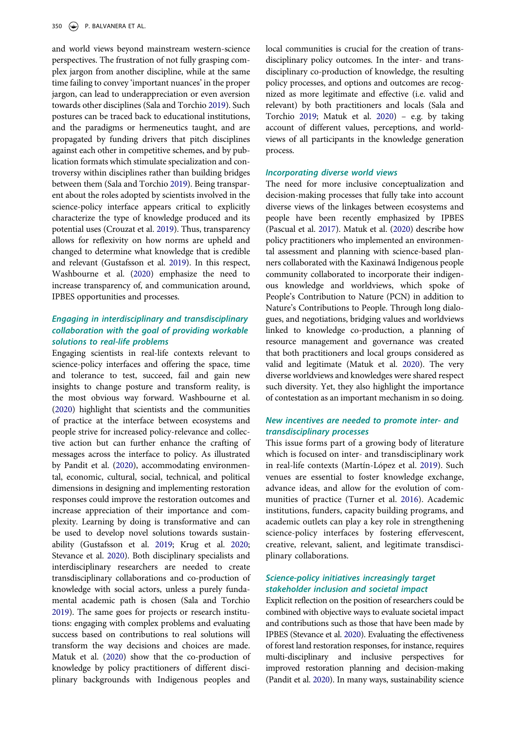and world views beyond mainstream western-science perspectives. The frustration of not fully grasping complex jargon from another discipline, while at the same time failing to convey 'important nuances' in the proper jargon, can lead to underappreciation or even aversion towards other disciplines (Sala and Torchio 2019). Such postures can be traced back to educational institutions, and the paradigms or hermeneutics taught, and are propagated by funding drivers that pitch disciplines against each other in competitive schemes, and by publication formats which stimulate specialization and controversy within disciplines rather than building bridges between them (Sala and Torchio 2019). Being transparent about the roles adopted by scientists involved in the science-policy interface appears critical to explicitly characterize the type of knowledge produced and its potential uses (Crouzat et al. 2019). Thus, transparency allows for reflexivity on how norms are upheld and changed to determine what knowledge that is credible and relevant (Gustafsson et al. 2019). In this respect, Washbourne et al. (2020) emphasize the need to increase transparency of, and communication around, IPBES opportunities and processes.

### *Engaging in interdisciplinary and transdisciplinary collaboration with the goal of providing workable solutions to real-life problems*

Engaging scientists in real-life contexts relevant to science-policy interfaces and offering the space, time and tolerance to test, succeed, fail and gain new insights to change posture and transform reality, is the most obvious way forward. Washbourne et al. (2020) highlight that scientists and the communities of practice at the interface between ecosystems and people strive for increased policy-relevance and collective action but can further enhance the crafting of messages across the interface to policy. As illustrated by Pandit et al. (2020), accommodating environmental, economic, cultural, social, technical, and political dimensions in designing and implementing restoration responses could improve the restoration outcomes and increase appreciation of their importance and complexity. Learning by doing is transformative and can be used to develop novel solutions towards sustainability (Gustafsson et al. 2019; Krug et al. 2020; Stevance et al. 2020). Both disciplinary specialists and interdisciplinary researchers are needed to create transdisciplinary collaborations and co-production of knowledge with social actors, unless a purely fundamental academic path is chosen (Sala and Torchio 2019). The same goes for projects or research institutions: engaging with complex problems and evaluating success based on contributions to real solutions will transform the way decisions and choices are made. Matuk et al. (2020) show that the co-production of knowledge by policy practitioners of different disciplinary backgrounds with Indigenous peoples and local communities is crucial for the creation of transdisciplinary policy outcomes. In the inter- and transdisciplinary co-production of knowledge, the resulting policy processes, and options and outcomes are recognized as more legitimate and effective (i.e. valid and relevant) by both practitioners and locals (Sala and Torchio 2019; Matuk et al. 2020) – e.g. by taking account of different values, perceptions, and worldviews of all participants in the knowledge generation process.

### *Incorporating diverse world views*

The need for more inclusive conceptualization and decision-making processes that fully take into account diverse views of the linkages between ecosystems and people have been recently emphasized by IPBES (Pascual et al. 2017). Matuk et al. (2020) describe how policy practitioners who implemented an environmental assessment and planning with science-based planners collaborated with the Kaxinawá Indigenous people community collaborated to incorporate their indigenous knowledge and worldviews, which spoke of People's Contribution to Nature (PCN) in addition to Nature's Contributions to People. Through long dialogues, and negotiations, bridging values and worldviews linked to knowledge co-production, a planning of resource management and governance was created that both practitioners and local groups considered as valid and legitimate (Matuk et al. 2020). The very diverse worldviews and knowledges were shared respect such diversity. Yet, they also highlight the importance of contestation as an important mechanism in so doing.

### *New incentives are needed to promote inter- and transdisciplinary processes*

This issue forms part of a growing body of literature which is focused on inter- and transdisciplinary work in real-life contexts (Martín-López et al. 2019). Such venues are essential to foster knowledge exchange, advance ideas, and allow for the evolution of communities of practice (Turner et al. 2016). Academic institutions, funders, capacity building programs, and academic outlets can play a key role in strengthening science-policy interfaces by fostering effervescent, creative, relevant, salient, and legitimate transdisciplinary collaborations.

### *Science-policy initiatives increasingly target stakeholder inclusion and societal impact*

Explicit reflection on the position of researchers could be combined with objective ways to evaluate societal impact and contributions such as those that have been made by IPBES (Stevance et al. 2020). Evaluating the effectiveness of forest land restoration responses, for instance, requires multi-disciplinary and inclusive perspectives for improved restoration planning and decision-making (Pandit et al. 2020). In many ways, sustainability science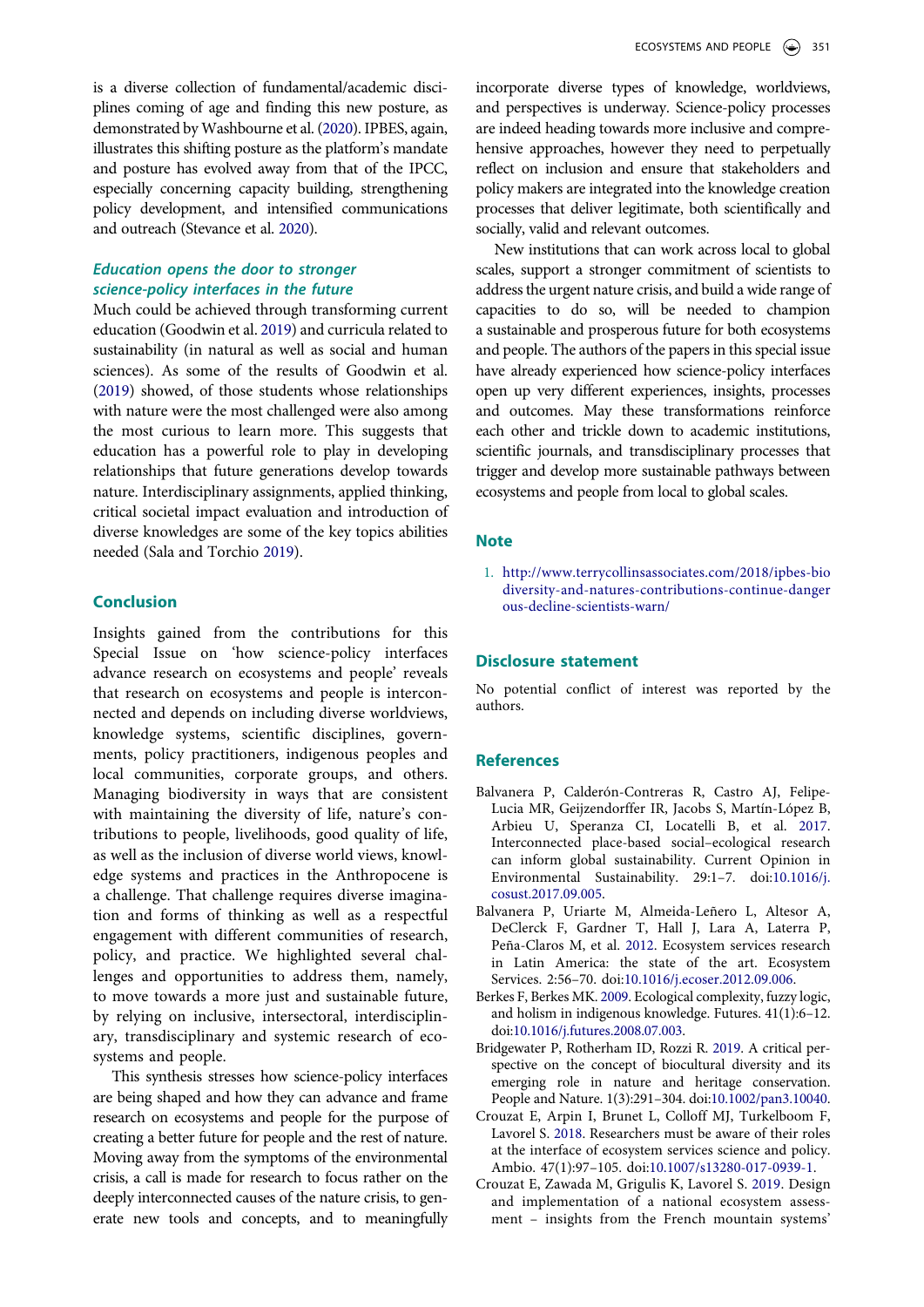is a diverse collection of fundamental/academic disciplines coming of age and finding this new posture, as demonstrated by Washbourne et al. (2020). IPBES, again, illustrates this shifting posture as the platform's mandate and posture has evolved away from that of the IPCC, especially concerning capacity building, strengthening policy development, and intensified communications and outreach (Stevance et al. 2020).

### *Education opens the door to stronger science-policy interfaces in the future*

Much could be achieved through transforming current education (Goodwin et al. 2019) and curricula related to sustainability (in natural as well as social and human sciences). As some of the results of Goodwin et al. (2019) showed, of those students whose relationships with nature were the most challenged were also among the most curious to learn more. This suggests that education has a powerful role to play in developing relationships that future generations develop towards nature. Interdisciplinary assignments, applied thinking, critical societal impact evaluation and introduction of diverse knowledges are some of the key topics abilities needed (Sala and Torchio 2019).

## Conclusion

Insights gained from the contributions for this Special Issue on 'how science-policy interfaces advance research on ecosystems and people' reveals that research on ecosystems and people is interconnected and depends on including diverse worldviews, knowledge systems, scientific disciplines, governments, policy practitioners, indigenous peoples and local communities, corporate groups, and others. Managing biodiversity in ways that are consistent with maintaining the diversity of life, nature's contributions to people, livelihoods, good quality of life, as well as the inclusion of diverse world views, knowledge systems and practices in the Anthropocene is a challenge. That challenge requires diverse imagination and forms of thinking as well as a respectful engagement with different communities of research, policy, and practice. We highlighted several challenges and opportunities to address them, namely, to move towards a more just and sustainable future, by relying on inclusive, intersectoral, interdisciplinary, transdisciplinary and systemic research of ecosystems and people.

This synthesis stresses how science-policy interfaces are being shaped and how they can advance and frame research on ecosystems and people for the purpose of creating a better future for people and the rest of nature. Moving away from the symptoms of the environmental crisis, a call is made for research to focus rather on the deeply interconnected causes of the nature crisis, to generate new tools and concepts, and to meaningfully incorporate diverse types of knowledge, worldviews, and perspectives is underway. Science-policy processes are indeed heading towards more inclusive and comprehensive approaches, however they need to perpetually reflect on inclusion and ensure that stakeholders and policy makers are integrated into the knowledge creation processes that deliver legitimate, both scientifically and socially, valid and relevant outcomes.

New institutions that can work across local to global scales, support a stronger commitment of scientists to address the urgent nature crisis, and build a wide range of capacities to do so, will be needed to champion a sustainable and prosperous future for both ecosystems and people. The authors of the papers in this special issue have already experienced how science-policy interfaces open up very different experiences, insights, processes and outcomes. May these transformations reinforce each other and trickle down to academic institutions, scientific journals, and transdisciplinary processes that trigger and develop more sustainable pathways between ecosystems and people from local to global scales.

## Note

1. http://www.terrycollinsassociates.com/2018/ipbes-biodiversity-and-natures-contributions-continue-dangerous-decline-scientists-warn/

## Disclosure statement

No potential conflict of interest was reported by the authors.

## References

Balvanera P, Calderón-Contreras R, Castro AJ, Felipe-Lucia MR, Geijzendorffer IR, Jacobs S, Martín-López B, Arbieu U, Speranza CI, Locatelli B, et al. 2017. Interconnected place-based social–ecological research can inform global sustainability. Current Opinion in Environmental Sustainability. 29:1–7. doi:10.1016/j.cosust.2017.09.005.

Balvanera P, Uriarte M, Almeida-Leñero L, Altesor A, DeClerck F, Gardner T, Hall J, Lara A, Laterra P, Peña-Claros M, et al. 2012. Ecosystem services research in Latin America: the state of the art. Ecosystem Services. 2:56–70. doi:10.1016/j.ecoser.2012.09.006.

Berkes F, Berkes MK. 2009. Ecological complexity, fuzzy logic, and holism in indigenous knowledge. Futures. 41(1):6–12. doi:10.1016/j.futures.2008.07.003.

Bridgewater P, Rotherham ID, Rozzi R. 2019. A critical perspective on the concept of biocultural diversity and its emerging role in nature and heritage conservation. People and Nature. 1(3):291–304. doi:10.1002/pan3.10040.

Crouzat E, Arpin I, Brunet L, Colloff MJ, Turkelboom F, Lavorel S. 2018. Researchers must be aware of their roles at the interface of ecosystem services science and policy. Ambio. 47(1):97–105. doi:10.1007/s13280-017-0939-1.

Crouzat E, Zawada M, Grigulis K, Lavorel S. 2019. Design and implementation of a national ecosystem assessment – insights from the French mountain systems'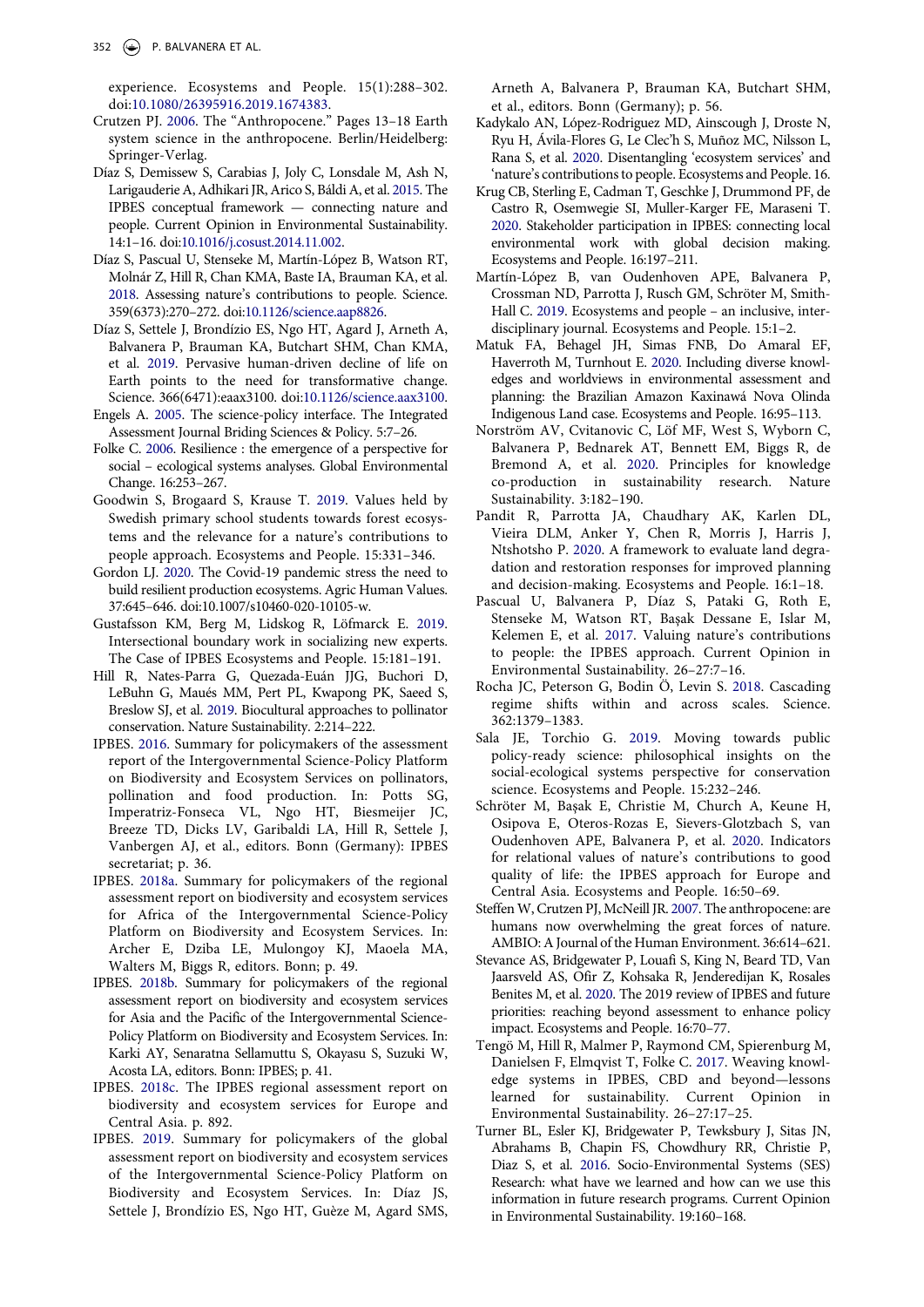experience. Ecosystems and People. 15(1):288–302. doi:10.1080/26395916.2019.1674383.

Crutzen PJ. 2006. The "Anthropocene." Pages 13–18 Earth system science in the anthropocene. Berlin/Heidelberg: Springer-Verlag.

Díaz S, Demissew S, Carabias J, Joly C, Lonsdale M, Ash N, Larigauderie A, Adhikari JR, Arico S, Báldi A, et al. 2015. The IPBES conceptual framework — connecting nature and people. Current Opinion in Environmental Sustainability. 14:1–16. doi:10.1016/j.cosust.2014.11.002.

Díaz S, Pascual U, Stenseke M, Martín-López B, Watson RT, Molnár Z, Hill R, Chan KMA, Baste IA, Brauman KA, et al. 2018. Assessing nature's contributions to people. Science. 359(6373):270–272. doi:10.1126/science.aap8826.

Díaz S, Settele J, Brondízio ES, Ngo HT, Agard J, Arneth A, Balvanera P, Brauman KA, Butchart SHM, Chan KMA, et al. 2019. Pervasive human-driven decline of life on Earth points to the need for transformative change. Science. 366(6471):eaax3100. doi:10.1126/science.aax3100.

Engels A. 2005. The science-policy interface. The Integrated Assessment Journal Briding Sciences & Policy. 5:7–26.

Folke C. 2006. Resilience : the emergence of a perspective for social – ecological systems analyses. Global Environmental Change. 16:253–267.

Goodwin S, Brogaard S, Krause T. 2019. Values held by Swedish primary school students towards forest ecosystems and the relevance for a nature's contributions to people approach. Ecosystems and People. 15:331–346.

Gordon LJ. 2020. The Covid-19 pandemic stress the need to build resilient production ecosystems. Agric Human Values. 37:645–646. doi:10.1007/s10460-020-10105-w.

Gustafsson KM, Berg M, Lidskog R, Löfmarck E. 2019. Intersectional boundary work in socializing new experts. The Case of IPBES Ecosystems and People. 15:181–191.

Hill R, Nates-Parra G, Quezada-Euán JJG, Buchori D, LeBuhn G, Maués MM, Pert PL, Kwapong PK, Saeed S, Breslow SJ, et al. 2019. Biocultural approaches to pollinator conservation. Nature Sustainability. 2:214–222.

IPBES. 2016. Summary for policymakers of the assessment report of the Intergovernmental Science-Policy Platform on Biodiversity and Ecosystem Services on pollinators, pollination and food production. In: Potts SG, Imperatriz-Fonseca VL, Ngo HT, Biesmeijer JC, Breeze TD, Dicks LV, Garibaldi LA, Hill R, Settele J, Vanbergen AJ, et al., editors. Bonn (Germany): IPBES secretariat; p. 36.

IPBES. 2018a. Summary for policymakers of the regional assessment report on biodiversity and ecosystem services for Africa of the Intergovernmental Science-Policy Platform on Biodiversity and Ecosystem Services. In: Archer E, Dziba LE, Mulongoy KJ, Maoela MA, Walters M, Biggs R, editors. Bonn; p. 49.

IPBES. 2018b. Summary for policymakers of the regional assessment report on biodiversity and ecosystem services for Asia and the Pacific of the Intergovernmental Science-Policy Platform on Biodiversity and Ecosystem Services. In: Karki AY, Senaratna Sellamuttu S, Okayasu S, Suzuki W, Acosta LA, editors. Bonn: IPBES; p. 41.

IPBES. 2018c. The IPBES regional assessment report on biodiversity and ecosystem services for Europe and Central Asia. p. 892.

IPBES. 2019. Summary for policymakers of the global assessment report on biodiversity and ecosystem services of the Intergovernmental Science-Policy Platform on Biodiversity and Ecosystem Services. In: Díaz JS, Settele J, Brondízio ES, Ngo HT, Guèze M, Agard SMS, Arneth A, Balvanera P, Brauman KA, Butchart SHM, et al., editors. Bonn (Germany); p. 56.

Kadykalo AN, López-Rodriguez MD, Ainscough J, Droste N, Ryu H, Ávila-Flores G, Le Clec'h S, Muñoz MC, Nilsson L, Rana S, et al. 2020. Disentangling 'ecosystem services' and 'nature's contributions to people. Ecosystems and People. 16.

Krug CB, Sterling E, Cadman T, Geschke J, Drummond PF, de Castro R, Osemwegie SI, Muller-Karger FE, Maraseni T. 2020. Stakeholder participation in IPBES: connecting local environmental work with global decision making. Ecosystems and People. 16:197–211.

Martín-López B, van Oudenhoven APE, Balvanera P, Crossman ND, Parrotta J, Rusch GM, Schröter M, Smith-Hall C. 2019. Ecosystems and people – an inclusive, interdisciplinary journal. Ecosystems and People. 15:1–2.

Matuk FA, Behagel JH, Simas FNB, Do Amaral EF, Haverroth M, Turnhout E. 2020. Including diverse knowledges and worldviews in environmental assessment and planning: the Brazilian Amazon Kaxinawá Nova Olinda Indigenous Land case. Ecosystems and People. 16:95–113.

Norström AV, Cvitanovic C, Löf MF, West S, Wyborn C, Balvanera P, Bednarek AT, Bennett EM, Biggs R, de Bremond A, et al. 2020. Principles for knowledge co-production in sustainability research. Nature Sustainability. 3:182–190.

Pandit R, Parrotta JA, Chaudhary AK, Karlen DL, Vieira DLM, Anker Y, Chen R, Morris J, Harris J, Ntshotsho P. 2020. A framework to evaluate land degradation and restoration responses for improved planning and decision-making. Ecosystems and People. 16:1–18.

Pascual U, Balvanera P, Díaz S, Pataki G, Roth E, Stenseke M, Watson RT, Başak Dessane E, Islar M, Kelemen E, et al. 2017. Valuing nature's contributions to people: the IPBES approach. Current Opinion in Environmental Sustainability. 26–27:7–16.

Rocha JC, Peterson G, Bodin Ö, Levin S. 2018. Cascading regime shifts within and across scales. Science. 362:1379–1383.

Sala JE, Torchio G. 2019. Moving towards public policy-ready science: philosophical insights on the social-ecological systems perspective for conservation science. Ecosystems and People. 15:232–246.

Schröter M, Başak E, Christie M, Church A, Keune H, Osipova E, Oteros-Rozas E, Sievers-Glotzbach S, van Oudenhoven APE, Balvanera P, et al. 2020. Indicators for relational values of nature's contributions to good quality of life: the IPBES approach for Europe and Central Asia. Ecosystems and People. 16:50–69.

Steffen W, Crutzen PJ, McNeill JR. 2007. The anthropocene: are humans now overwhelming the great forces of nature. AMBIO: A Journal of the Human Environment. 36:614–621.

Stevance AS, Bridgewater P, Louafi S, King N, Beard TD, Van Jaarsveld AS, Ofir Z, Kohsaka R, Jenderedijan K, Rosales Benites M, et al. 2020. The 2019 review of IPBES and future priorities: reaching beyond assessment to enhance policy impact. Ecosystems and People. 16:70–77.

Tengö M, Hill R, Malmer P, Raymond CM, Spierenburg M, Danielsen F, Elmqvist T, Folke C. 2017. Weaving knowledge systems in IPBES, CBD and beyond—lessons learned for sustainability. Current Opinion in Environmental Sustainability. 26–27:17–25.

Turner BL, Esler KJ, Bridgewater P, Tewksbury J, Sitas JN, Abrahams B, Chapin FS, Chowdhury RR, Christie P, Diaz S, et al. 2016. Socio-Environmental Systems (SES) Research: what have we learned and how can we use this information in future research programs. Current Opinion in Environmental Sustainability. 19:160–168.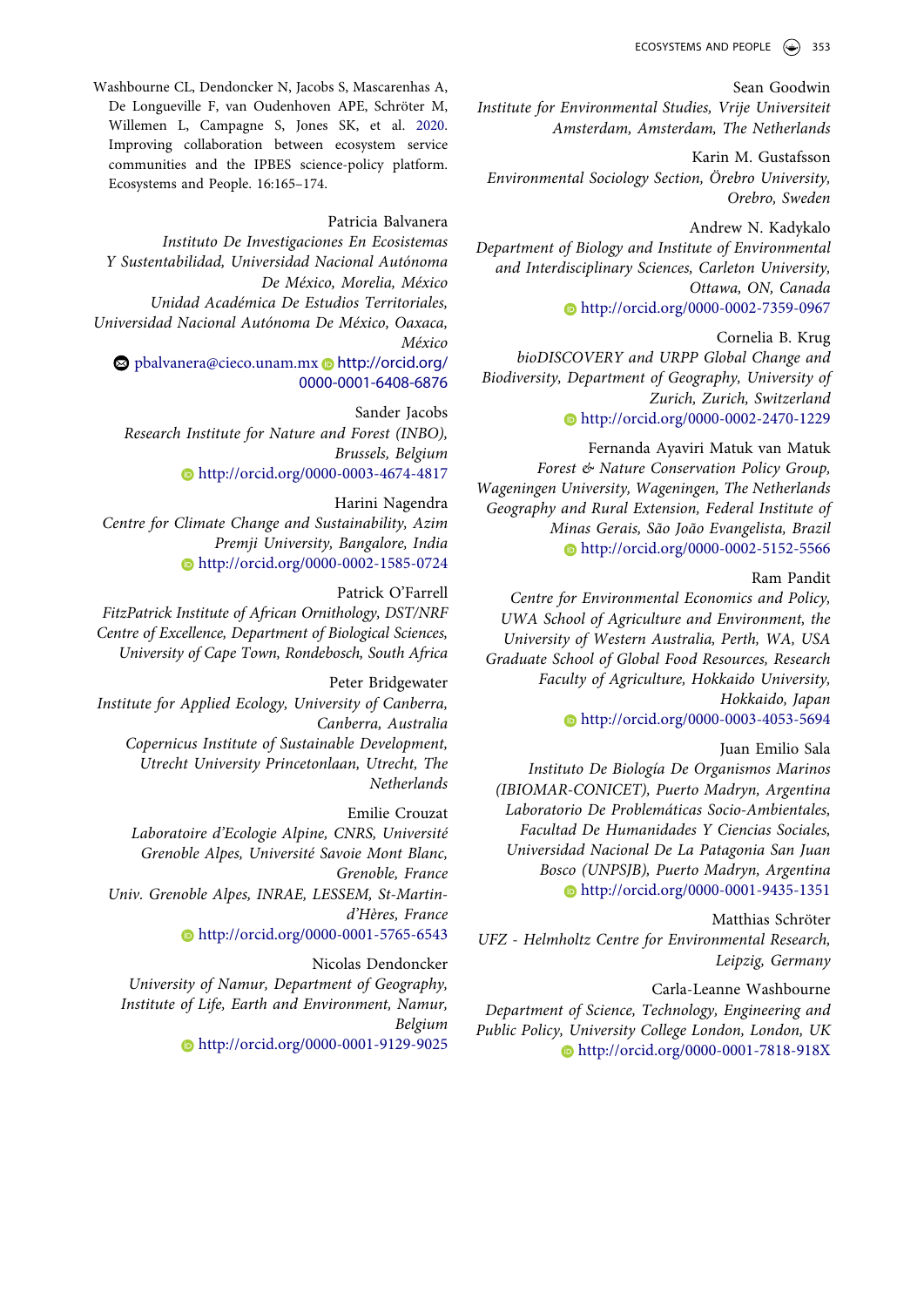Washbourne CL, Dendoncker N, Jacobs S, Mascarenhas A, De Longueville F, van Oudenhoven APE, Schröter M, Willemen L, Campagne S, Jones SK, et al. 2020. Improving collaboration between ecosystem service communities and the IPBES science-policy platform. Ecosystems and People. 16:165–174.

Patricia Balvanera
*Instituto De Investigaciones En Ecosistemas Y Sustentabilidad, Universidad Nacional Autónoma De México, Morelia, México*
*Unidad Académica De Estudios Territoriales, Universidad Nacional Autónoma De México, Oaxaca, México*
pbalvanera@cieco.unam.mx http://orcid.org/0000-0001-6408-6876

Sander Jacobs
*Research Institute for Nature and Forest (INBO), Brussels, Belgium*
http://orcid.org/0000-0003-4674-4817

Harini Nagendra
*Centre for Climate Change and Sustainability, Azim Premji University, Bangalore, India*
http://orcid.org/0000-0002-1585-0724

Patrick O'Farrell
*FitzPatrick Institute of African Ornithology, DST/NRF Centre of Excellence, Department of Biological Sciences, University of Cape Town, Rondebosch, South Africa*

Peter Bridgewater
*Institute for Applied Ecology, University of Canberra, Canberra, Australia*
*Copernicus Institute of Sustainable Development, Utrecht University Princetonlaan, Utrecht, The Netherlands*

Emilie Crouzat
*Laboratoire d'Ecologie Alpine, CNRS, Université Grenoble Alpes, Université Savoie Mont Blanc, Grenoble, France*
*Univ. Grenoble Alpes, INRAE, LESSEM, St-Martin-d'Hères, France*
http://orcid.org/0000-0001-5765-6543

Nicolas Dendoncker
*University of Namur, Department of Geography, Institute of Life, Earth and Environment, Namur, Belgium*
http://orcid.org/0000-0001-9129-9025

Sean Goodwin
*Institute for Environmental Studies, Vrije Universiteit Amsterdam, Amsterdam, The Netherlands*

Karin M. Gustafsson
*Environmental Sociology Section, Örebro University, Orebro, Sweden*

Andrew N. Kadykalo
*Department of Biology and Institute of Environmental and Interdisciplinary Sciences, Carleton University, Ottawa, ON, Canada*
http://orcid.org/0000-0002-7359-0967

Cornelia B. Krug
*bioDISCOVERY and URPP Global Change and Biodiversity, Department of Geography, University of Zurich, Zurich, Switzerland*
http://orcid.org/0000-0002-2470-1229

Fernanda Ayaviri Matuk van Matuk
*Forest & Nature Conservation Policy Group, Wageningen University, Wageningen, The Netherlands*
*Geography and Rural Extension, Federal Institute of Minas Gerais, São João Evangelista, Brazil*
http://orcid.org/0000-0002-5152-5566

Ram Pandit
*Centre for Environmental Economics and Policy, UWA School of Agriculture and Environment, the University of Western Australia, Perth, WA, USA*
*Graduate School of Global Food Resources, Research Faculty of Agriculture, Hokkaido University, Hokkaido, Japan*
http://orcid.org/0000-0003-4053-5694

Juan Emilio Sala
*Instituto De Biología De Organismos Marinos (IBIOMAR-CONICET), Puerto Madryn, Argentina*
*Laboratorio De Problemáticas Socio-Ambientales, Facultad De Humanidades Y Ciencias Sociales, Universidad Nacional De La Patagonia San Juan Bosco (UNPSJB), Puerto Madryn, Argentina*
http://orcid.org/0000-0001-9435-1351

Matthias Schröter
*UFZ - Helmholtz Centre for Environmental Research, Leipzig, Germany*

Carla-Leanne Washbourne
*Department of Science, Technology, Engineering and Public Policy, University College London, London, UK*
http://orcid.org/0000-0001-7818-918X